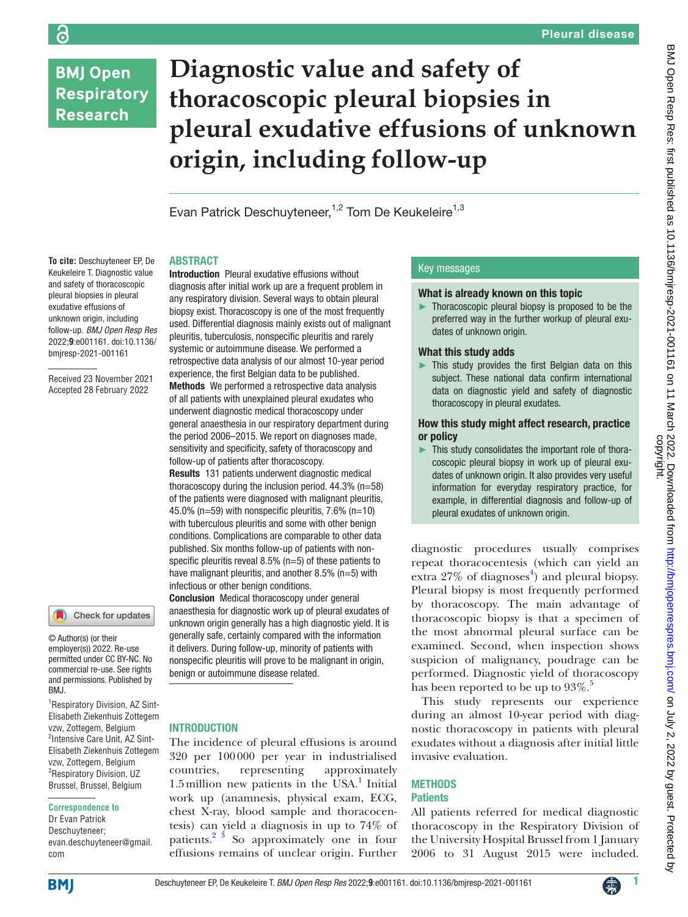# Diagnostic value and safety of thoracoscopic pleural biopsies in pleural exudative effusions of unknown origin, including follow-up

Evan Patrick Deschuyteneer,[1,2] Tom De Keukeleire[1,3]

**To cite:** Deschuyteneer EP, De Keukeleire T. Diagnostic value and safety of thoracoscopic pleural biopsies in pleural exudative effusions of unknown origin, including follow-up. *BMJ Open Resp Res* 2022;**9**:e001161. doi:10.1136/bmjresp-2021-001161

Received 23 November 2021
Accepted 28 February 2022

© Author(s) (or their employer(s)) 2022. Re-use permitted under CC BY-NC. No commercial re-use. See rights and permissions. Published by BMJ.

[1]Respiratory Division, AZ Sint-Elisabeth Ziekenhuis Zottegem vzw, Zottegem, Belgium
[2]Intensive Care Unit, AZ Sint-Elisabeth Ziekenhuis Zottegem vzw, Zottegem, Belgium
[3]Respiratory Division, UZ Brussel, Brussel, Belgium

**Correspondence to**
Dr Evan Patrick Deschuyteneer; evan.deschuyteneer@gmail.com

## ABSTRACT

**Introduction** Pleural exudative effusions without diagnosis after initial work up are a frequent problem in any respiratory division. Several ways to obtain pleural biopsy exist. Thoracoscopy is one of the most frequently used. Differential diagnosis mainly exists out of malignant pleuritis, tuberculosis, nonspecific pleuritis and rarely systemic or autoimmune disease. We performed a retrospective data analysis of our almost 10-year period experience, the first Belgian data to be published.

**Methods** We performed a retrospective data analysis of all patients with unexplained pleural exudates who underwent diagnostic medical thoracoscopy under general anaesthesia in our respiratory department during the period 2006–2015. We report on diagnoses made, sensitivity and specificity, safety of thoracoscopy and follow-up of patients after thoracoscopy.

**Results** 131 patients underwent diagnostic medical thoracoscopy during the inclusion period. 44.3% (n=58) of the patients were diagnosed with malignant pleuritis, 45.0% (n=59) with nonspecific pleuritis, 7.6% (n=10) with tuberculous pleuritis and some with other benign conditions. Complications are comparable to other data published. Six months follow-up of patients with nonspecific pleuritis reveal 8.5% (n=5) of these patients to have malignant pleuritis, and another 8.5% (n=5) with infectious or other benign conditions.

**Conclusion** Medical thoracoscopy under general anaesthesia for diagnostic work up of pleural exudates of unknown origin generally has a high diagnostic yield. It is generally safe, certainly compared with the information it delivers. During follow-up, minority of patients with nonspecific pleuritis will prove to be malignant in origin, benign or autoimmune disease related.

## Key messages

### What is already known on this topic

- Thoracoscopic pleural biopsy is proposed to be the preferred way in the further workup of pleural exudates of unknown origin.

### What this study adds

- This study provides the first Belgian data on this subject. These national data confirm international data on diagnostic yield and safety of diagnostic thoracoscopy in pleural exudates.

### How this study might affect research, practice or policy

- This study consolidates the important role of thoracoscopic pleural biopsy in work up of pleural exudates of unknown origin. It also provides very useful information for everyday respiratory practice, for example, in differential diagnosis and follow-up of pleural exudates of unknown origin.

## INTRODUCTION

The incidence of pleural effusions is around 320 per 100000 per year in industrialised countries, representing approximately 1.5million new patients in the USA.[1] Initial work up (anamnesis, physical exam, ECG, chest X-ray, blood sample and thoracocentesis) can yield a diagnosis in up to 74% of patients.[2,3] So approximately one in four effusions remains of unclear origin. Further diagnostic procedures usually comprises repeat thoracocentesis (which can yield an extra 27% of diagnoses[4]) and pleural biopsy. Pleural biopsy is most frequently performed by thoracoscopy. The main advantage of thoracoscopic biopsy is that a specimen of the most abnormal pleural surface can be examined. Second, when inspection shows suspicion of malignancy, poudrage can be performed. Diagnostic yield of thoracoscopy has been reported to be up to 93%.[5]

This study represents our experience during an almost 10-year period with diagnostic thoracoscopy in patients with pleural exudates without a diagnosis after initial little invasive evaluation.

## METHODS

### Patients

All patients referred for medical diagnostic thoracoscopy in the Respiratory Division of the University Hospital Brussel from 1 January 2006 to 31 August 2015 were included.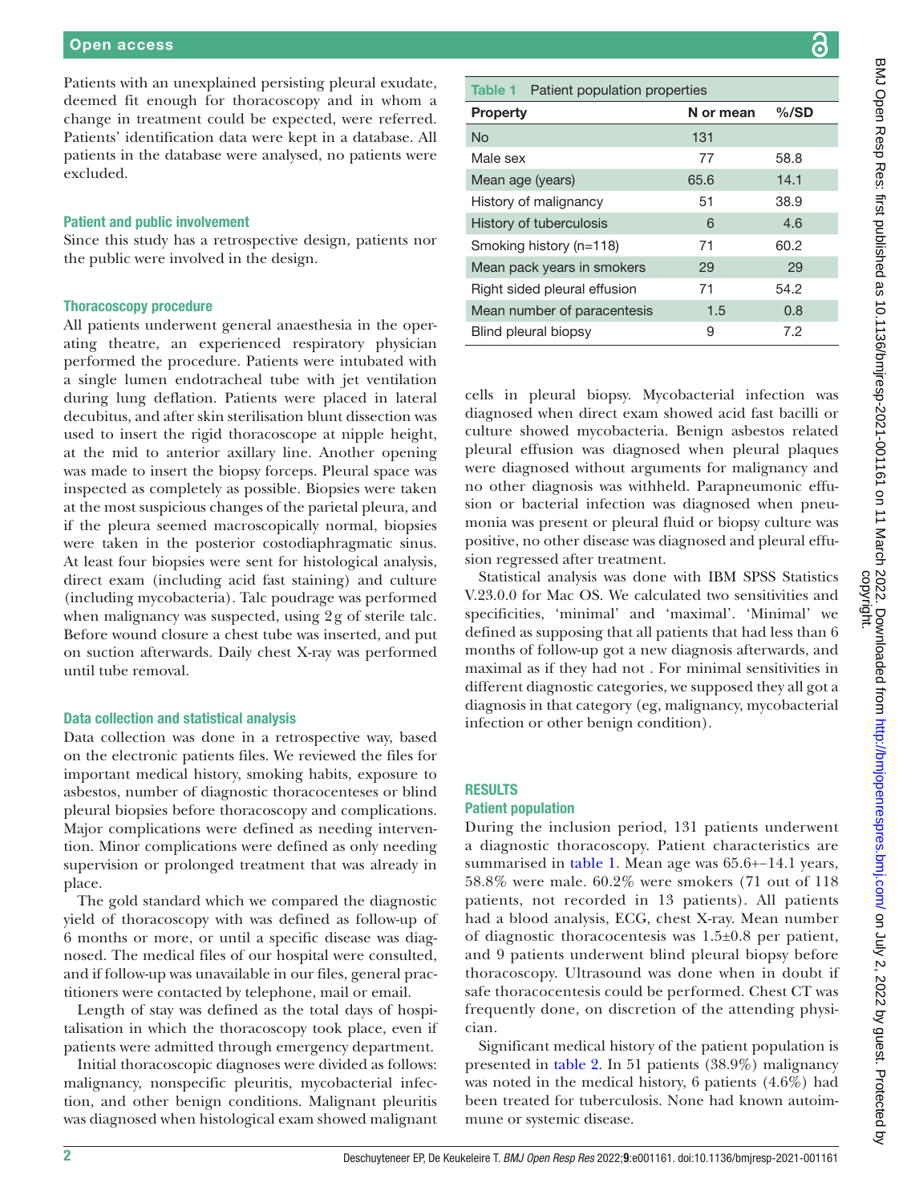Patients with an unexplained persisting pleural exudate, deemed fit enough for thoracoscopy and in whom a change in treatment could be expected, were referred. Patients' identification data were kept in a database. All patients in the database were analysed, no patients were excluded.

### Patient and public involvement

Since this study has a retrospective design, patients nor the public were involved in the design.

### Thoracoscopy procedure

All patients underwent general anaesthesia in the operating theatre, an experienced respiratory physician performed the procedure. Patients were intubated with a single lumen endotracheal tube with jet ventilation during lung deflation. Patients were placed in lateral decubitus, and after skin sterilisation blunt dissection was used to insert the rigid thoracoscope at nipple height, at the mid to anterior axillary line. Another opening was made to insert the biopsy forceps. Pleural space was inspected as completely as possible. Biopsies were taken at the most suspicious changes of the parietal pleura, and if the pleura seemed macroscopically normal, biopsies were taken in the posterior costodiaphragmatic sinus. At least four biopsies were sent for histological analysis, direct exam (including acid fast staining) and culture (including mycobacteria). Talc poudrage was performed when malignancy was suspected, using 2g of sterile talc. Before wound closure a chest tube was inserted, and put on suction afterwards. Daily chest X-ray was performed until tube removal.

### Data collection and statistical analysis

Data collection was done in a retrospective way, based on the electronic patients files. We reviewed the files for important medical history, smoking habits, exposure to asbestos, number of diagnostic thoracocenteses or blind pleural biopsies before thoracoscopy and complications. Major complications were defined as needing intervention. Minor complications were defined as only needing supervision or prolonged treatment that was already in place.

The gold standard which we compared the diagnostic yield of thoracoscopy with was defined as follow-up of 6 months or more, or until a specific disease was diagnosed. The medical files of our hospital were consulted, and if follow-up was unavailable in our files, general practitioners were contacted by telephone, mail or email.

Length of stay was defined as the total days of hospitalisation in which the thoracoscopy took place, even if patients were admitted through emergency department.

Initial thoracoscopic diagnoses were divided as follows: malignancy, nonspecific pleuritis, mycobacterial infection, and other benign conditions. Malignant pleuritis was diagnosed when histological exam showed malignant cells in pleural biopsy. Mycobacterial infection was diagnosed when direct exam showed acid fast bacilli or culture showed mycobacteria. Benign asbestos related pleural effusion was diagnosed when pleural plaques were diagnosed without arguments for malignancy and no other diagnosis was withheld. Parapneumonic effusion or bacterial infection was diagnosed when pneumonia was present or pleural fluid or biopsy culture was positive, no other disease was diagnosed and pleural effusion regressed after treatment.

Statistical analysis was done with IBM SPSS Statistics V.23.0.0 for Mac OS. We calculated two sensitivities and specificities, 'minimal' and 'maximal'. 'Minimal' we defined as supposing that all patients that had less than 6 months of follow-up got a new diagnosis afterwards, and maximal as if they had not . For minimal sensitivities in different diagnostic categories, we supposed they all got a diagnosis in that category (eg, malignancy, mycobacterial infection or other benign condition).

**Table 1** Patient population properties

| Property | N or mean | %/SD |
|---|---|---|
| No | 131 | |
| Male sex | 77 | 58.8 |
| Mean age (years) | 65.6 | 14.1 |
| History of malignancy | 51 | 38.9 |
| History of tuberculosis | 6 | 4.6 |
| Smoking history (n=118) | 71 | 60.2 |
| Mean pack years in smokers | 29 | 29 |
| Right sided pleural effusion | 71 | 54.2 |
| Mean number of paracentesis | 1.5 | 0.8 |
| Blind pleural biopsy | 9 | 7.2 |

## RESULTS

### Patient population

During the inclusion period, 131 patients underwent a diagnostic thoracoscopy. Patient characteristics are summarised in table 1. Mean age was 65.6+−14.1 years, 58.8% were male. 60.2% were smokers (71 out of 118 patients, not recorded in 13 patients). All patients had a blood analysis, ECG, chest X-ray. Mean number of diagnostic thoracocentesis was 1.5±0.8 per patient, and 9 patients underwent blind pleural biopsy before thoracoscopy. Ultrasound was done when in doubt if safe thoracocentesis could be performed. Chest CT was frequently done, on discretion of the attending physician.

Significant medical history of the patient population is presented in table 2. In 51 patients (38.9%) malignancy was noted in the medical history, 6 patients (4.6%) had been treated for tuberculosis. None had known autoimmune or systemic disease.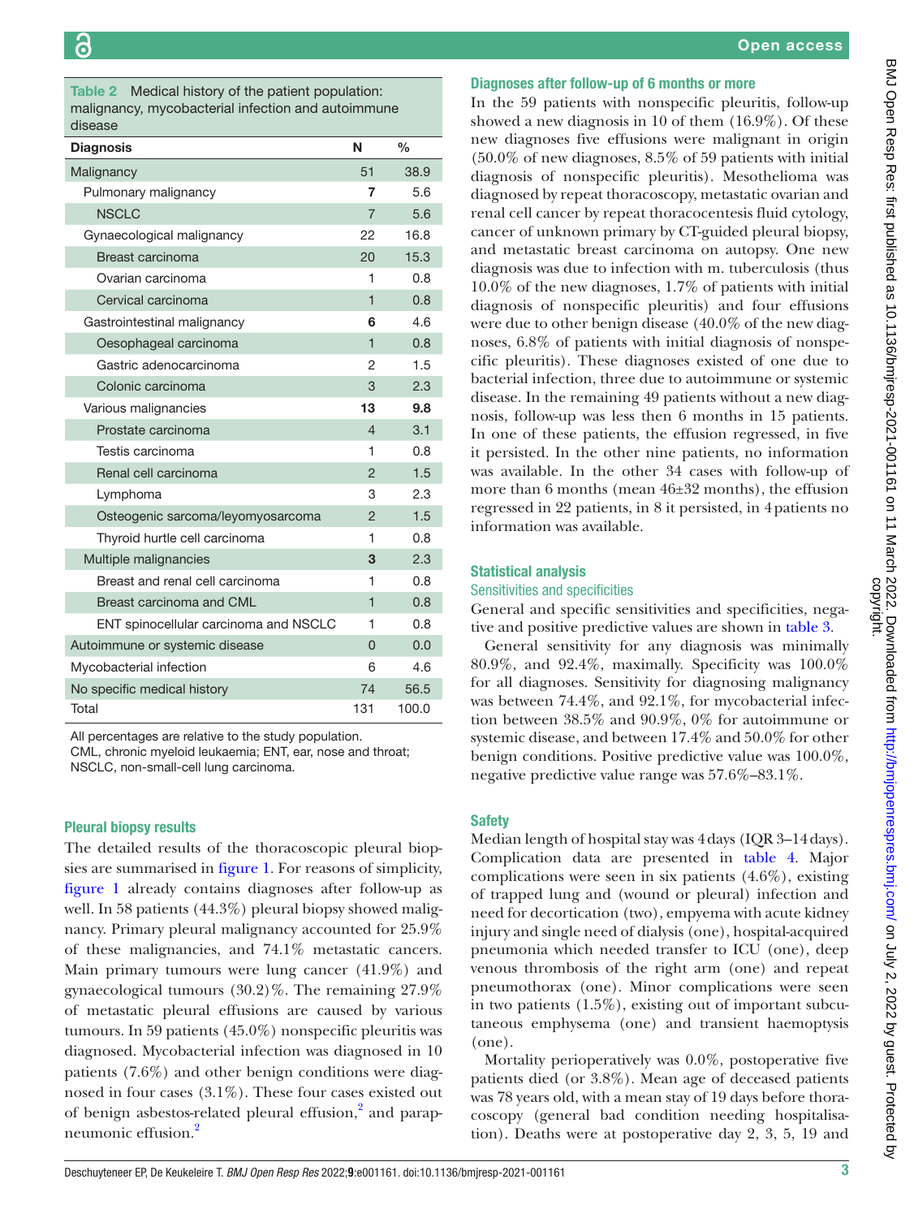Table 2 Medical history of the patient population: malignancy, mycobacterial infection and autoimmune disease

| Diagnosis | N | % |
|---|---|---|
| Malignancy | 51 | 38.9 |
| Pulmonary malignancy | **7** | 5.6 |
| NSCLC | 7 | 5.6 |
| Gynaecological malignancy | 22 | 16.8 |
| Breast carcinoma | 20 | 15.3 |
| Ovarian carcinoma | 1 | 0.8 |
| Cervical carcinoma | 1 | 0.8 |
| Gastrointestinal malignancy | **6** | 4.6 |
| Oesophageal carcinoma | 1 | 0.8 |
| Gastric adenocarcinoma | 2 | 1.5 |
| Colonic carcinoma | 3 | 2.3 |
| Various malignancies | **13** | **9.8** |
| Prostate carcinoma | 4 | 3.1 |
| Testis carcinoma | 1 | 0.8 |
| Renal cell carcinoma | 2 | 1.5 |
| Lymphoma | 3 | 2.3 |
| Osteogenic sarcoma/leyomyosarcoma | 2 | 1.5 |
| Thyroid hurtle cell carcinoma | 1 | 0.8 |
| Multiple malignancies | **3** | 2.3 |
| Breast and renal cell carcinoma | 1 | 0.8 |
| Breast carcinoma and CML | 1 | 0.8 |
| ENT spinocellular carcinoma and NSCLC | 1 | 0.8 |
| Autoimmune or systemic disease | 0 | 0.0 |
| Mycobacterial infection | 6 | 4.6 |
| No specific medical history | 74 | 56.5 |
| Total | 131 | 100.0 |

All percentages are relative to the study population.
CML, chronic myeloid leukaemia; ENT, ear, nose and throat; NSCLC, non-small-cell lung carcinoma.

### Pleural biopsy results

The detailed results of the thoracoscopic pleural biopsies are summarised in figure 1. For reasons of simplicity, figure 1 already contains diagnoses after follow-up as well. In 58 patients (44.3%) pleural biopsy showed malignancy. Primary pleural malignancy accounted for 25.9% of these malignancies, and 74.1% metastatic cancers. Main primary tumours were lung cancer (41.9%) and gynaecological tumours (30.2)%. The remaining 27.9% of metastatic pleural effusions are caused by various tumours. In 59 patients (45.0%) nonspecific pleuritis was diagnosed. Mycobacterial infection was diagnosed in 10 patients (7.6%) and other benign conditions were diagnosed in four cases (3.1%). These four cases existed out of benign asbestos-related pleural effusion,[2] and parapneumonic effusion.[2]

### Diagnoses after follow-up of 6 months or more

In the 59 patients with nonspecific pleuritis, follow-up showed a new diagnosis in 10 of them (16.9%). Of these new diagnoses five effusions were malignant in origin (50.0% of new diagnoses, 8.5% of 59 patients with initial diagnosis of nonspecific pleuritis). Mesothelioma was diagnosed by repeat thoracoscopy, metastatic ovarian and renal cell cancer by repeat thoracocentesis fluid cytology, cancer of unknown primary by CT-guided pleural biopsy, and metastatic breast carcinoma on autopsy. One new diagnosis was due to infection with m. tuberculosis (thus 10.0% of the new diagnoses, 1.7% of patients with initial diagnosis of nonspecific pleuritis) and four effusions were due to other benign disease (40.0% of the new diagnoses, 6.8% of patients with initial diagnosis of nonspecific pleuritis). These diagnoses existed of one due to bacterial infection, three due to autoimmune or systemic disease. In the remaining 49 patients without a new diagnosis, follow-up was less then 6 months in 15 patients. In one of these patients, the effusion regressed, in five it persisted. In the other nine patients, no information was available. In the other 34 cases with follow-up of more than 6 months (mean 46±32 months), the effusion regressed in 22 patients, in 8 it persisted, in 4 patients no information was available.

### Statistical analysis

#### Sensitivities and specificities

General and specific sensitivities and specificities, negative and positive predictive values are shown in table 3.

General sensitivity for any diagnosis was minimally 80.9%, and 92.4%, maximally. Specificity was 100.0% for all diagnoses. Sensitivity for diagnosing malignancy was between 74.4%, and 92.1%, for mycobacterial infection between 38.5% and 90.9%, 0% for autoimmune or systemic disease, and between 17.4% and 50.0% for other benign conditions. Positive predictive value was 100.0%, negative predictive value range was 57.6%–83.1%.

### Safety

Median length of hospital stay was 4 days (IQR 3–14 days). Complication data are presented in table 4. Major complications were seen in six patients (4.6%), existing of trapped lung and (wound or pleural) infection and need for decortication (two), empyema with acute kidney injury and single need of dialysis (one), hospital-acquired pneumonia which needed transfer to ICU (one), deep venous thrombosis of the right arm (one) and repeat pneumothorax (one). Minor complications were seen in two patients (1.5%), existing out of important subcutaneous emphysema (one) and transient haemoptysis (one).

Mortality perioperatively was 0.0%, postoperative five patients died (or 3.8%). Mean age of deceased patients was 78 years old, with a mean stay of 19 days before thoracoscopy (general bad condition needing hospitalisation). Deaths were at postoperative day 2, 3, 5, 19 and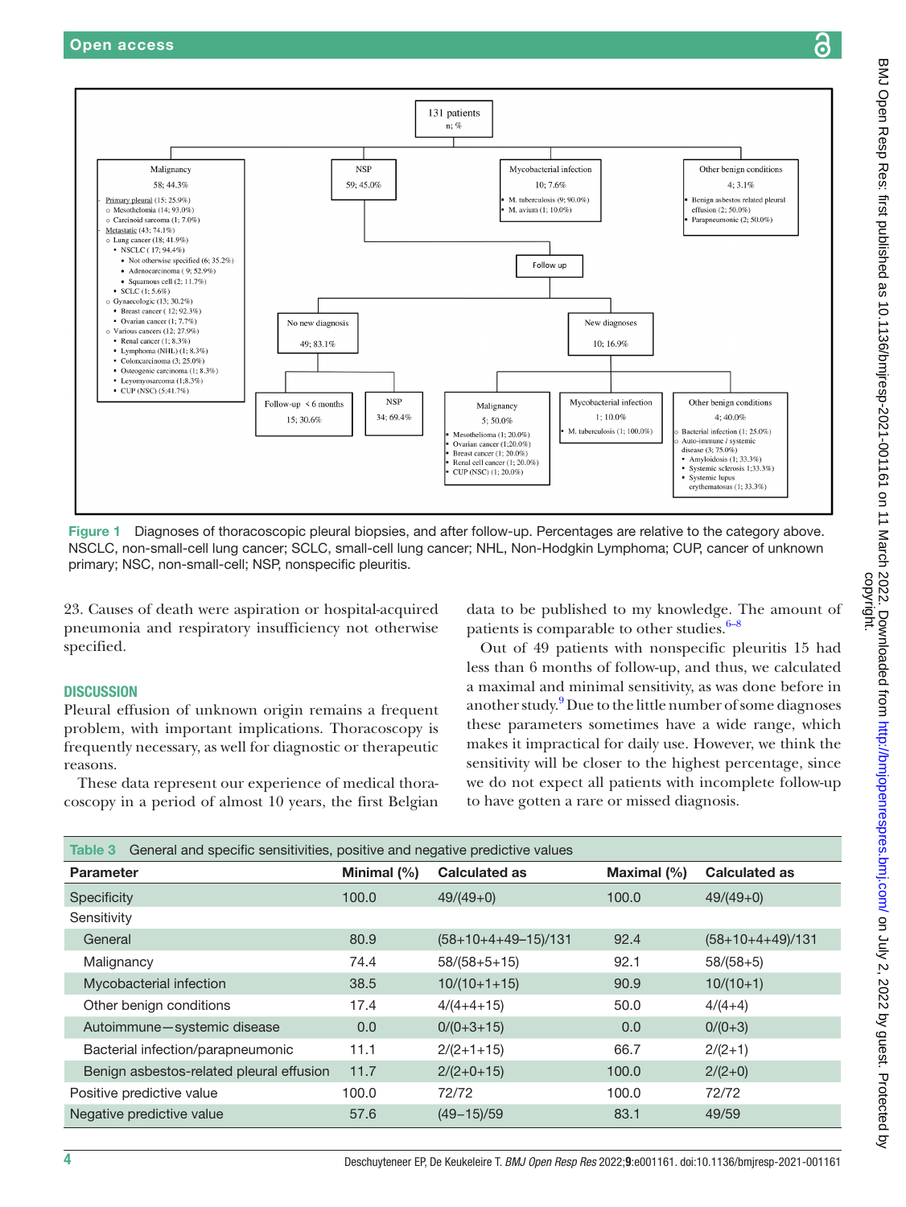131 patients
n; %

- **Malignancy** 58; 44.3%
  - Primary pleural (15; 25.9%)
    - Mesothelioma (14; 93.0%)
    - Carcinoid sarcoma (1; 7.0%)
  - Metastatic (43; 74.1%)
    - Lung cancer (18; 41.9%)
      - NSCLC ( 17; 94.4%)
        - Not otherwise specified (6; 35.2%)
        - Adenocarcinoma ( 9; 52.9%)
        - Squamous cell (2; 11.7%)
      - SCLC (1; 5.6%)
    - Gynaecologic (13; 30.2%)
      - Breast cancer ( 12; 92.3%)
      - Ovarian cancer (1; 7.7%)
    - Various cancers (12; 27.9%)
      - Renal cancer (1; 8.3%)
      - Lymphoma (NHL) (1; 8.3%)
      - Coloncarcinoma (3; 25.0%)
      - Osteogenic carcinoma (1; 8.3%)
      - Leyomyosarcoma (1;8.3%)
      - CUP (NSC) (5;41.7%)
- **NSP** 59; 45.0%
- **Mycobacterial infection** 10; 7.6%
  - M. tuberculosis (9; 90.0%)
  - M. avium (1; 10.0%)
- **Other benign conditions** 4; 3.1%
  - Benign asbestos related pleural effusion (2; 50.0%)
  - Parapneumonic (2; 50.0%)

Follow up

- **No new diagnosis** 49; 83.1%
  - Follow-up < 6 months 15; 30.6%
  - NSP 34; 69.4%
- **New diagnoses** 10; 16.9%
  - Malignancy 5; 50.0%
    - Mesothelioma (1; 20.0%)
    - Ovarian cancer (1;20.0%)
    - Breast cancer (1; 20.0%)
    - Renal cell cancer (1; 20.0%)
    - CUP (NSC) (1; 20.0%)
  - Mycobacterial infection 1; 10.0%
    - M. tuberculosis (1; 100.0%)
  - Other benign conditions 4; 40.0%
    - Bacterial infection (1; 25.0%)
    - Auto-immune / systemic disease (3; 75.0%)
      - Amyloidosis (1; 33.3%)
      - Systemic sclerosis 1;33.3%)
      - Systemic lupus erythematosus (1; 33.3%)

**Figure 1** Diagnoses of thoracoscopic pleural biopsies, and after follow-up. Percentages are relative to the category above. NSCLC, non-small-cell lung cancer; SCLC, small-cell lung cancer; NHL, Non-Hodgkin Lymphoma; CUP, cancer of unknown primary; NSC, non-small-cell; NSP, nonspecific pleuritis.

23. Causes of death were aspiration or hospital-acquired pneumonia and respiratory insufficiency not otherwise specified.

## DISCUSSION

Pleural effusion of unknown origin remains a frequent problem, with important implications. Thoracoscopy is frequently necessary, as well for diagnostic or therapeutic reasons.

These data represent our experience of medical thoracoscopy in a period of almost 10 years, the first Belgian data to be published to my knowledge. The amount of patients is comparable to other studies.[6–8]

Out of 49 patients with nonspecific pleuritis 15 had less than 6 months of follow-up, and thus, we calculated a maximal and minimal sensitivity, as was done before in another study.[9] Due to the little number of some diagnoses these parameters sometimes have a wide range, which makes it impractical for daily use. However, we think the sensitivity will be closer to the highest percentage, since we do not expect all patients with incomplete follow-up to have gotten a rare or missed diagnosis.

**Table 3** General and specific sensitivities, positive and negative predictive values

| Parameter | Minimal (%) | Calculated as | Maximal (%) | Calculated as |
|---|---|---|---|---|
| Specificity | 100.0 | 49/(49+0) | 100.0 | 49/(49+0) |
| Sensitivity | | | | |
| General | 80.9 | (58+10+4+49–15)/131 | 92.4 | (58+10+4+49)/131 |
| Malignancy | 74.4 | 58/(58+5+15) | 92.1 | 58/(58+5) |
| Mycobacterial infection | 38.5 | 10/(10+1+15) | 90.9 | 10/(10+1) |
| Other benign conditions | 17.4 | 4/(4+4+15) | 50.0 | 4/(4+4) |
| Autoimmune—systemic disease | 0.0 | 0/(0+3+15) | 0.0 | 0/(0+3) |
| Bacterial infection/parapneumonic | 11.1 | 2/(2+1+15) | 66.7 | 2/(2+1) |
| Benign asbestos-related pleural effusion | 11.7 | 2/(2+0+15) | 100.0 | 2/(2+0) |
| Positive predictive value | 100.0 | 72/72 | 100.0 | 72/72 |
| Negative predictive value | 57.6 | (49–15)/59 | 83.1 | 49/59 |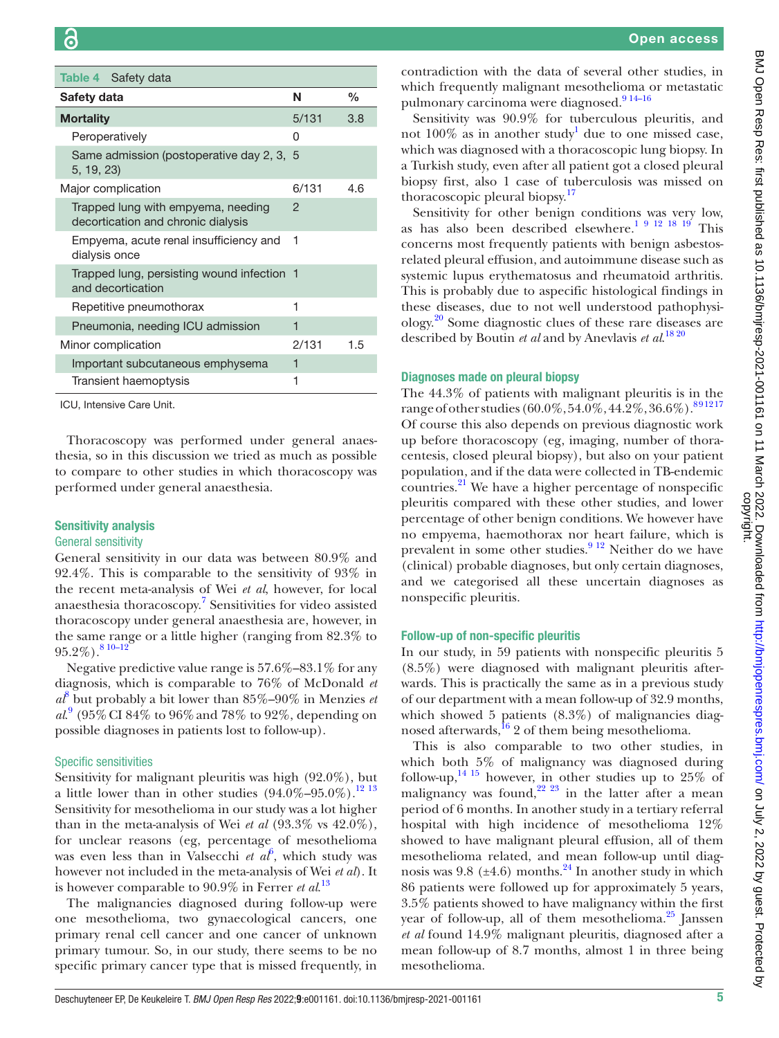**Table 4** Safety data

| Safety data | N | % |
|---|---|---|
| **Mortality** | 5/131 | 3.8 |
| Peroperatively | 0 | |
| Same admission (postoperative day 2, 3, 5, 19, 23) | 5 | |
| Major complication | 6/131 | 4.6 |
| Trapped lung with empyema, needing decortication and chronic dialysis | 2 | |
| Empyema, acute renal insufficiency and dialysis once | 1 | |
| Trapped lung, persisting wound infection and decortication | 1 | |
| Repetitive pneumothorax | 1 | |
| Pneumonia, needing ICU admission | 1 | |
| Minor complication | 2/131 | 1.5 |
| Important subcutaneous emphysema | 1 | |
| Transient haemoptysis | 1 | |

ICU, Intensive Care Unit.

Thoracoscopy was performed under general anaesthesia, so in this discussion we tried as much as possible to compare to other studies in which thoracoscopy was performed under general anaesthesia.

## Sensitivity analysis

### General sensitivity

General sensitivity in our data was between 80.9% and 92.4%. This is comparable to the sensitivity of 93% in the recent meta-analysis of Wei *et al*, however, for local anaesthesia thoracoscopy.[7] Sensitivities for video assisted thoracoscopy under general anaesthesia are, however, in the same range or a little higher (ranging from 82.3% to 95.2%).[8 10–12]

Negative predictive value range is 57.6%–83.1% for any diagnosis, which is comparable to 76% of McDonald *et al*[8] but probably a bit lower than 85%–90% in Menzies *et al*.[9] (95% CI 84% to 96% and 78% to 92%, depending on possible diagnoses in patients lost to follow-up).

### Specific sensitivities

Sensitivity for malignant pleuritis was high (92.0%), but a little lower than in other studies (94.0%–95.0%).[12 13] Sensitivity for mesothelioma in our study was a lot higher than in the meta-analysis of Wei *et al* (93.3% vs 42.0%), for unclear reasons (eg, percentage of mesothelioma was even less than in Valsecchi *et al*[6], which study was however not included in the meta-analysis of Wei *et al*). It is however comparable to 90.9% in Ferrer *et al*.[13]

The malignancies diagnosed during follow-up were one mesothelioma, two gynaecological cancers, one primary renal cell cancer and one cancer of unknown primary tumour. So, in our study, there seems to be no specific primary cancer type that is missed frequently, in contradiction with the data of several other studies, in which frequently malignant mesothelioma or metastatic pulmonary carcinoma were diagnosed.[9 14–16]

Sensitivity was 90.9% for tuberculous pleuritis, and not 100% as in another study[1] due to one missed case, which was diagnosed with a thoracoscopic lung biopsy. In a Turkish study, even after all patient got a closed pleural biopsy first, also 1 case of tuberculosis was missed on thoracoscopic pleural biopsy.[17]

Sensitivity for other benign conditions was very low, as has also been described elsewhere.[1 9 12 18 19] This concerns most frequently patients with benign asbestos-related pleural effusion, and autoimmune disease such as systemic lupus erythematosus and rheumatoid arthritis. This is probably due to aspecific histological findings in these diseases, due to not well understood pathophysiology.[20] Some diagnostic clues of these rare diseases are described by Boutin *et al* and by Anevlavis *et al*.[18 20]

## Diagnoses made on pleural biopsy

The 44.3% of patients with malignant pleuritis is in the range of other studies (60.0%, 54.0%, 44.2%, 36.6%).[8 9 12 17] Of course this also depends on previous diagnostic work up before thoracoscopy (eg, imaging, number of thoracentesis, closed pleural biopsy), but also on your patient population, and if the data were collected in TB-endemic countries.[21] We have a higher percentage of nonspecific pleuritis compared with these other studies, and lower percentage of other benign conditions. We however have no empyema, haemothorax nor heart failure, which is prevalent in some other studies.[9 12] Neither do we have (clinical) probable diagnoses, but only certain diagnoses, and we categorised all these uncertain diagnoses as nonspecific pleuritis.

## Follow-up of non-specific pleuritis

In our study, in 59 patients with nonspecific pleuritis 5 (8.5%) were diagnosed with malignant pleuritis afterwards. This is practically the same as in a previous study of our department with a mean follow-up of 32.9 months, which showed 5 patients (8.3%) of malignancies diagnosed afterwards,[16] 2 of them being mesothelioma.

This is also comparable to two other studies, in which both 5% of malignancy was diagnosed during follow-up,[14 15] however, in other studies up to 25% of malignancy was found,[22 23] in the latter after a mean period of 6 months. In another study in a tertiary referral hospital with high incidence of mesothelioma 12% showed to have malignant pleural effusion, all of them mesothelioma related, and mean follow-up until diagnosis was 9.8 (±4.6) months.[24] In another study in which 86 patients were followed up for approximately 5 years, 3.5% patients showed to have malignancy within the first year of follow-up, all of them mesothelioma.[25] Janssen *et al* found 14.9% malignant pleuritis, diagnosed after a mean follow-up of 8.7 months, almost 1 in three being mesothelioma.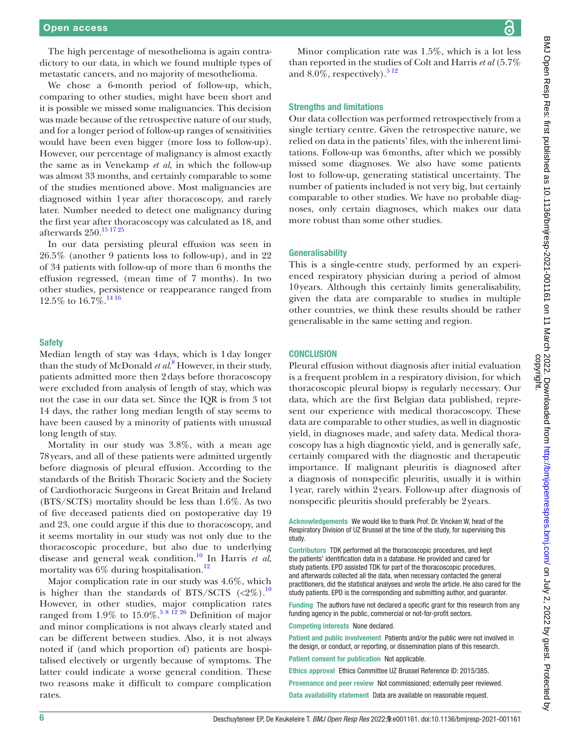The high percentage of mesothelioma is again contradictory to our data, in which we found multiple types of metastatic cancers, and no majority of mesothelioma.

We chose a 6-month period of follow-up, which, comparing to other studies, might have been short and it is possible we missed some malignancies. This decision was made because of the retrospective nature of our study, and for a longer period of follow-up ranges of sensitivities would have been even bigger (more loss to follow-up). However, our percentage of malignancy is almost exactly the same as in Venekamp *et al*, in which the follow-up was almost 33 months, and certainly comparable to some of the studies mentioned above. Most malignancies are diagnosed within 1 year after thoracoscopy, and rarely later. Number needed to detect one malignancy during the first year after thoracoscopy was calculated as 18, and afterwards 250.[15 17 25]

In our data persisting pleural effusion was seen in 26.5% (another 9 patients loss to follow-up), and in 22 of 34 patients with follow-up of more than 6 months the effusion regressed, (mean time of 7 months). In two other studies, persistence or reappearance ranged from 12.5% to 16.7%.[14 16]

## Safety

Median length of stay was 4 days, which is 1 day longer than the study of McDonald *et al*.[8] However, in their study, patients admitted more then 2 days before thoracoscopy were excluded from analysis of length of stay, which was not the case in our data set. Since the IQR is from 3 tot 14 days, the rather long median length of stay seems to have been caused by a minority of patients with unusual long length of stay.

Mortality in our study was 3.8%, with a mean age 78 years, and all of these patients were admitted urgently before diagnosis of pleural effusion. According to the standards of the British Thoracic Society and the Society of Cardiothoracic Surgeons in Great Britain and Ireland (BTS/SCTS) mortality should be less than 1.6%. As two of five deceased patients died on postoperative day 19 and 23, one could argue if this due to thoracoscopy, and it seems mortality in our study was not only due to the thoracoscopic procedure, but also due to underlying disease and general weak condition.[10] In Harris *et al*, mortality was 6% during hospitalisation.[12]

Major complication rate in our study was 4.6%, which is higher than the standards of BTS/SCTS (<2%).[10] However, in other studies, major complication rates ranged from 1.9% to 15.0%.[5 8 12 26] Definition of major and minor complications is not always clearly stated and can be different between studies. Also, it is not always noted if (and which proportion of) patients are hospitalised electively or urgently because of symptoms. The latter could indicate a worse general condition. These two reasons make it difficult to compare complication rates.

Minor complication rate was 1.5%, which is a lot less than reported in the studies of Colt and Harris *et al* (5.7% and 8.0%, respectively).[5 12]

## Strengths and limitations

Our data collection was performed retrospectively from a single tertiary centre. Given the retrospective nature, we relied on data in the patients' files, with the inherent limitations. Follow-up was 6 months, after which we possibly missed some diagnoses. We also have some patients lost to follow-up, generating statistical uncertainty. The number of patients included is not very big, but certainly comparable to other studies. We have no probable diagnoses, only certain diagnoses, which makes our data more robust than some other studies.

## Generalisability

This is a single-centre study, performed by an experienced respiratory physician during a period of almost 10 years. Although this certainly limits generalisability, given the data are comparable to studies in multiple other countries, we think these results should be rather generalisable in the same setting and region.

## CONCLUSION

Pleural effusion without diagnosis after initial evaluation is a frequent problem in a respiratory division, for which thoracoscopic pleural biopsy is regularly necessary. Our data, which are the first Belgian data published, represent our experience with medical thoracoscopy. These data are comparable to other studies, as well in diagnostic yield, in diagnoses made, and safety data. Medical thoracoscopy has a high diagnostic yield, and is generally safe, certainly compared with the diagnostic and therapeutic importance. If malignant pleuritis is diagnosed after a diagnosis of nonspecific pleuritis, usually it is within 1 year, rarely within 2 years. Follow-up after diagnosis of nonspecific pleuritis should preferably be 2 years.

**Acknowledgements** We would like to thank Prof. Dr. Vincken W, head of the Respiratory Division of UZ Brussel at the time of the study, for supervising this study.

**Contributors** TDK performed all the thoracoscopic procedures, and kept the patients' identification data in a database. He provided and cared for study patients. EPD assisted TDK for part of the thoracoscopic procedures, and afterwards collected all the data, when necessary contacted the general practitioners, did the statistical analyses and wrote the article. He also cared for the study patients. EPD is the corresponding and submitting author, and guarantor.

**Funding** The authors have not declared a specific grant for this research from any funding agency in the public, commercial or not-for-profit sectors.

**Competing interests** None declared.

**Patient and public involvement** Patients and/or the public were not involved in the design, or conduct, or reporting, or dissemination plans of this research.

**Patient consent for publication** Not applicable.

**Ethics approval** Ethics Committee UZ Brussel Reference ID: 2015/385.

**Provenance and peer review** Not commissioned; externally peer reviewed.

**Data availability statement** Data are available on reasonable request.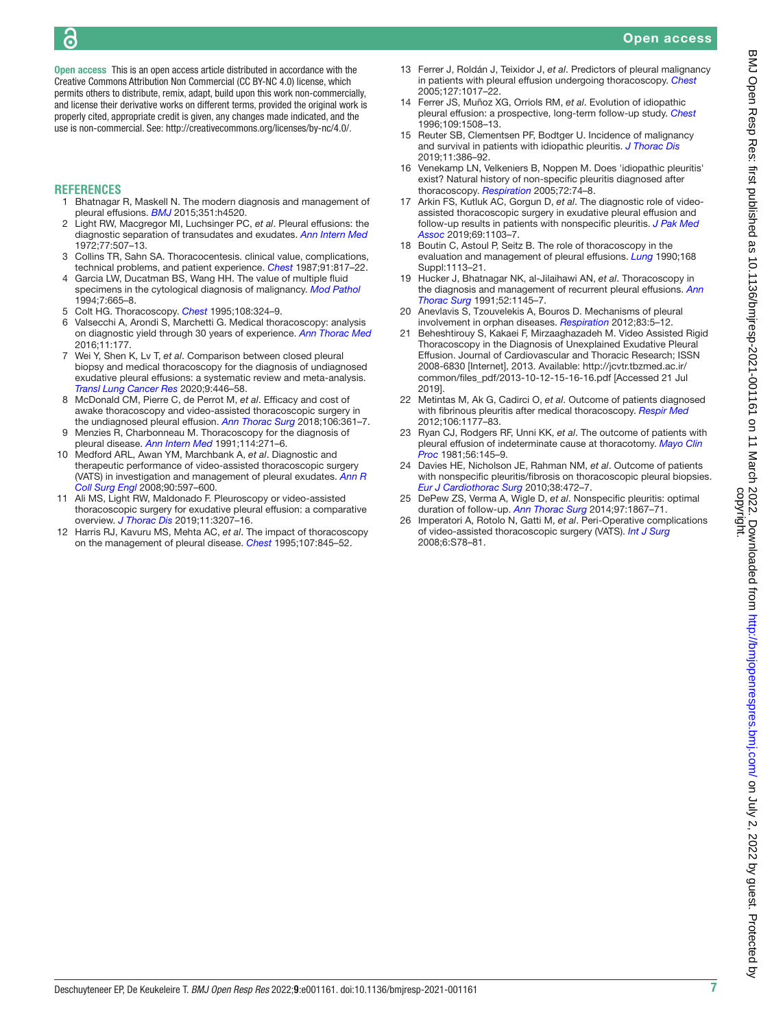**Open access** This is an open access article distributed in accordance with the Creative Commons Attribution Non Commercial (CC BY-NC 4.0) license, which permits others to distribute, remix, adapt, build upon this work non-commercially, and license their derivative works on different terms, provided the original work is properly cited, appropriate credit is given, any changes made indicated, and the use is non-commercial. See: http://creativecommons.org/licenses/by-nc/4.0/.

## REFERENCES

1. Bhatnagar R, Maskell N. The modern diagnosis and management of pleural effusions. *BMJ* 2015;351:h4520.
2. Light RW, Macgregor MI, Luchsinger PC, *et al*. Pleural effusions: the diagnostic separation of transudates and exudates. *Ann Intern Med* 1972;77:507–13.
3. Collins TR, Sahn SA. Thoracocentesis. clinical value, complications, technical problems, and patient experience. *Chest* 1987;91:817–22.
4. Garcia LW, Ducatman BS, Wang HH. The value of multiple fluid specimens in the cytological diagnosis of malignancy. *Mod Pathol* 1994;7:665–8.
5. Colt HG. Thoracoscopy. *Chest* 1995;108:324–9.
6. Valsecchi A, Arondi S, Marchetti G. Medical thoracoscopy: analysis on diagnostic yield through 30 years of experience. *Ann Thorac Med* 2016;11:177.
7. Wei Y, Shen K, Lv T, *et al*. Comparison between closed pleural biopsy and medical thoracoscopy for the diagnosis of undiagnosed exudative pleural effusions: a systematic review and meta-analysis. *Transl Lung Cancer Res* 2020;9:446–58.
8. McDonald CM, Pierre C, de Perrot M, *et al*. Efficacy and cost of awake thoracoscopy and video-assisted thoracoscopic surgery in the undiagnosed pleural effusion. *Ann Thorac Surg* 2018;106:361–7.
9. Menzies R, Charbonneau M. Thoracoscopy for the diagnosis of pleural disease. *Ann Intern Med* 1991;114:271–6.
10. Medford ARL, Awan YM, Marchbank A, *et al*. Diagnostic and therapeutic performance of video-assisted thoracoscopic surgery (VATS) in investigation and management of pleural exudates. *Ann R Coll Surg Engl* 2008;90:597–600.
11. Ali MS, Light RW, Maldonado F. Pleuroscopy or video-assisted thoracoscopic surgery for exudative pleural effusion: a comparative overview. *J Thorac Dis* 2019;11:3207–16.
12. Harris RJ, Kavuru MS, Mehta AC, *et al*. The impact of thoracoscopy on the management of pleural disease. *Chest* 1995;107:845–52.
13. Ferrer J, Roldán J, Teixidor J, *et al*. Predictors of pleural malignancy in patients with pleural effusion undergoing thoracoscopy. *Chest* 2005;127:1017–22.
14. Ferrer JS, Muñoz XG, Orriols RM, *et al*. Evolution of idiopathic pleural effusion: a prospective, long-term follow-up study. *Chest* 1996;109:1508–13.
15. Reuter SB, Clementsen PF, Bodtger U. Incidence of malignancy and survival in patients with idiopathic pleuritis. *J Thorac Dis* 2019;11:386–92.
16. Venekamp LN, Velkeniers B, Noppen M. Does 'idiopathic pleuritis' exist? Natural history of non-specific pleuritis diagnosed after thoracoscopy. *Respiration* 2005;72:74–8.
17. Arkin FS, Kutluk AC, Gorgun D, *et al*. The diagnostic role of video-assisted thoracoscopic surgery in exudative pleural effusion and follow-up results in patients with nonspecific pleuritis. *J Pak Med Assoc* 2019;69:1103–7.
18. Boutin C, Astoul P, Seitz B. The role of thoracoscopy in the evaluation and management of pleural effusions. *Lung* 1990;168 Suppl:1113–21.
19. Hucker J, Bhatnagar NK, al-Jilaihawi AN, *et al*. Thoracoscopy in the diagnosis and management of recurrent pleural effusions. *Ann Thorac Surg* 1991;52:1145–7.
20. Anevlavis S, Tzouvelekis A, Bouros D. Mechanisms of pleural involvement in orphan diseases. *Respiration* 2012;83:5–12.
21. Beheshtirouy S, Kakaei F, Mirzaaghazadeh M. Video Assisted Rigid Thoracoscopy in the Diagnosis of Unexplained Exudative Pleural Effusion. Journal of Cardiovascular and Thoracic Research; ISSN 2008-6830 [Internet], 2013. Available: http://jcvtr.tbzmed.ac.ir/common/files_pdf/2013-10-12-15-16-16.pdf [Accessed 21 Jul 2019].
22. Metintas M, Ak G, Cadirci O, *et al*. Outcome of patients diagnosed with fibrinous pleuritis after medical thoracoscopy. *Respir Med* 2012;106:1177–83.
23. Ryan CJ, Rodgers RF, Unni KK, *et al*. The outcome of patients with pleural effusion of indeterminate cause at thoracotomy. *Mayo Clin Proc* 1981;56:145–9.
24. Davies HE, Nicholson JE, Rahman NM, *et al*. Outcome of patients with nonspecific pleuritis/fibrosis on thoracoscopic pleural biopsies. *Eur J Cardiothorac Surg* 2010;38:472–7.
25. DePew ZS, Verma A, Wigle D, *et al*. Nonspecific pleuritis: optimal duration of follow-up. *Ann Thorac Surg* 2014;97:1867–71.
26. Imperatori A, Rotolo N, Gatti M, *et al*. Peri-Operative complications of video-assisted thoracoscopic surgery (VATS). *Int J Surg* 2008;6:S78–81.